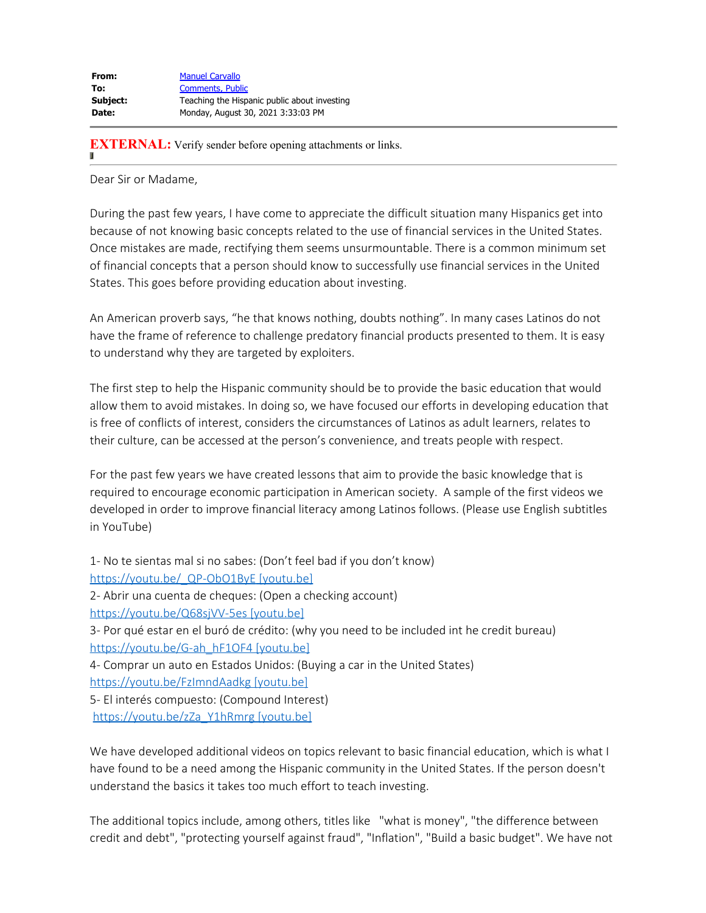| | |
|---|---|
| **From:** | [Manuel Carvallo] |
| **To:** | [Comments, Public] |
| **Subject:** | Teaching the Hispanic public about investing |
| **Date:** | Monday, August 30, 2021 3:33:03 PM |

**EXTERNAL:** Verify sender before opening attachments or links.

Dear Sir or Madame,

During the past few years, I have come to appreciate the difficult situation many Hispanics get into because of not knowing basic concepts related to the use of financial services in the United States. Once mistakes are made, rectifying them seems unsurmountable. There is a common minimum set of financial concepts that a person should know to successfully use financial services in the United States. This goes before providing education about investing.

An American proverb says, "he that knows nothing, doubts nothing". In many cases Latinos do not have the frame of reference to challenge predatory financial products presented to them. It is easy to understand why they are targeted by exploiters.

The first step to help the Hispanic community should be to provide the basic education that would allow them to avoid mistakes. In doing so, we have focused our efforts in developing education that is free of conflicts of interest, considers the circumstances of Latinos as adult learners, relates to their culture, can be accessed at the person's convenience, and treats people with respect.

For the past few years we have created lessons that aim to provide the basic knowledge that is required to encourage economic participation in American society. A sample of the first videos we developed in order to improve financial literacy among Latinos follows. (Please use English subtitles in YouTube)

1- No te sientas mal si no sabes: (Don't feel bad if you don't know)
https://youtu.be/_QP-ObO1ByE [youtu.be]
2- Abrir una cuenta de cheques: (Open a checking account)
https://youtu.be/Q68sjVV-5es [youtu.be]
3- Por qué estar en el buró de crédito: (why you need to be included int he credit bureau)
https://youtu.be/G-ah_hF1OF4 [youtu.be]
4- Comprar un auto en Estados Unidos: (Buying a car in the United States)
https://youtu.be/FzImndAadkg [youtu.be]
5- El interés compuesto: (Compound Interest)
https://youtu.be/zZa_Y1hRmrg [youtu.be]

We have developed additional videos on topics relevant to basic financial education, which is what I have found to be a need among the Hispanic community in the United States. If the person doesn't understand the basics it takes too much effort to teach investing.

The additional topics include, among others, titles like "what is money", "the difference between credit and debt", "protecting yourself against fraud", "Inflation", "Build a basic budget". We have not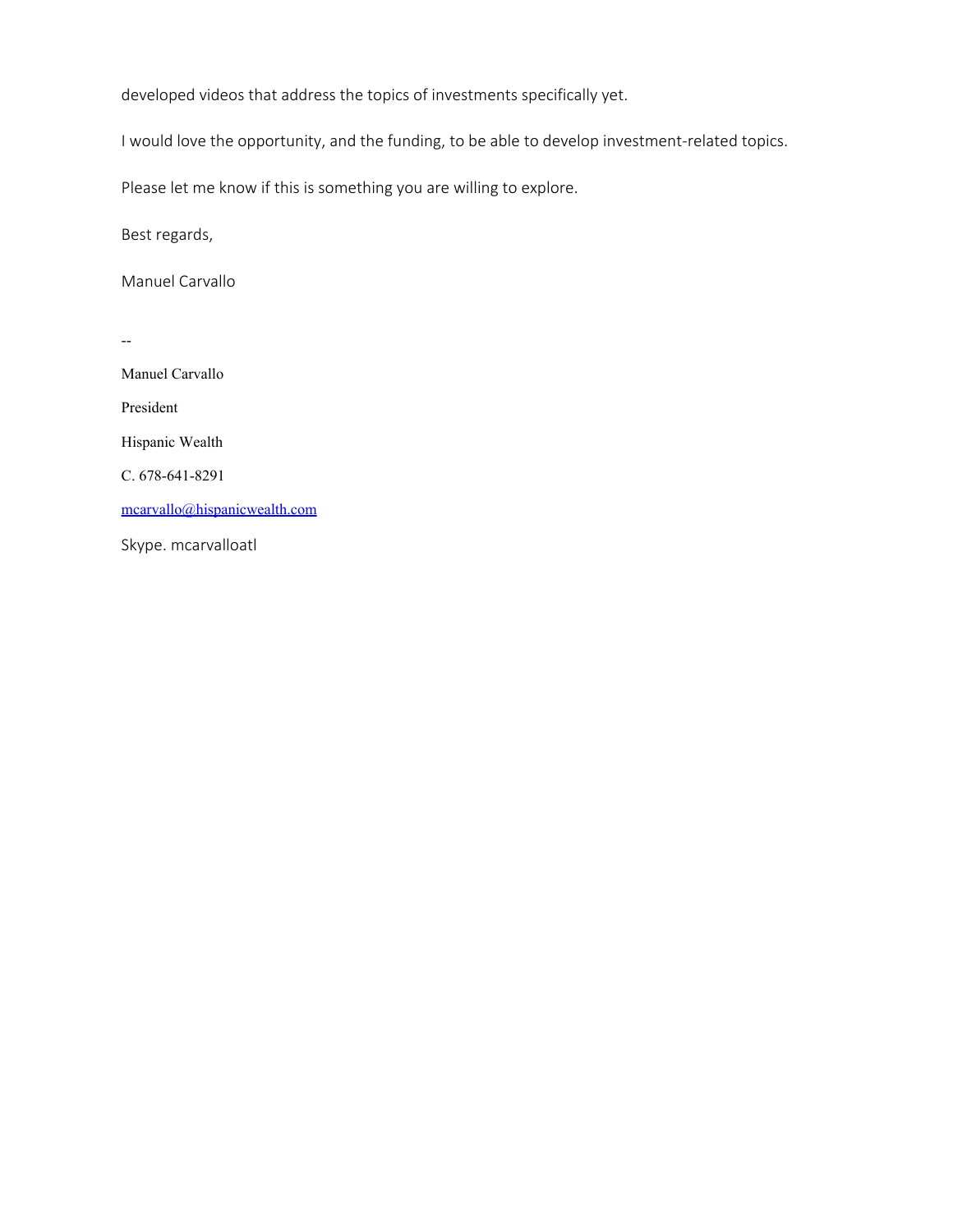developed videos that address the topics of investments specifically yet.

I would love the opportunity, and the funding, to be able to develop investment-related topics.

Please let me know if this is something you are willing to explore.

Best regards,

Manuel Carvallo

--

Manuel Carvallo

President

Hispanic Wealth

C. 678-641-8291

mcarvallo@hispanicwealth.com

Skype. mcarvalloatl